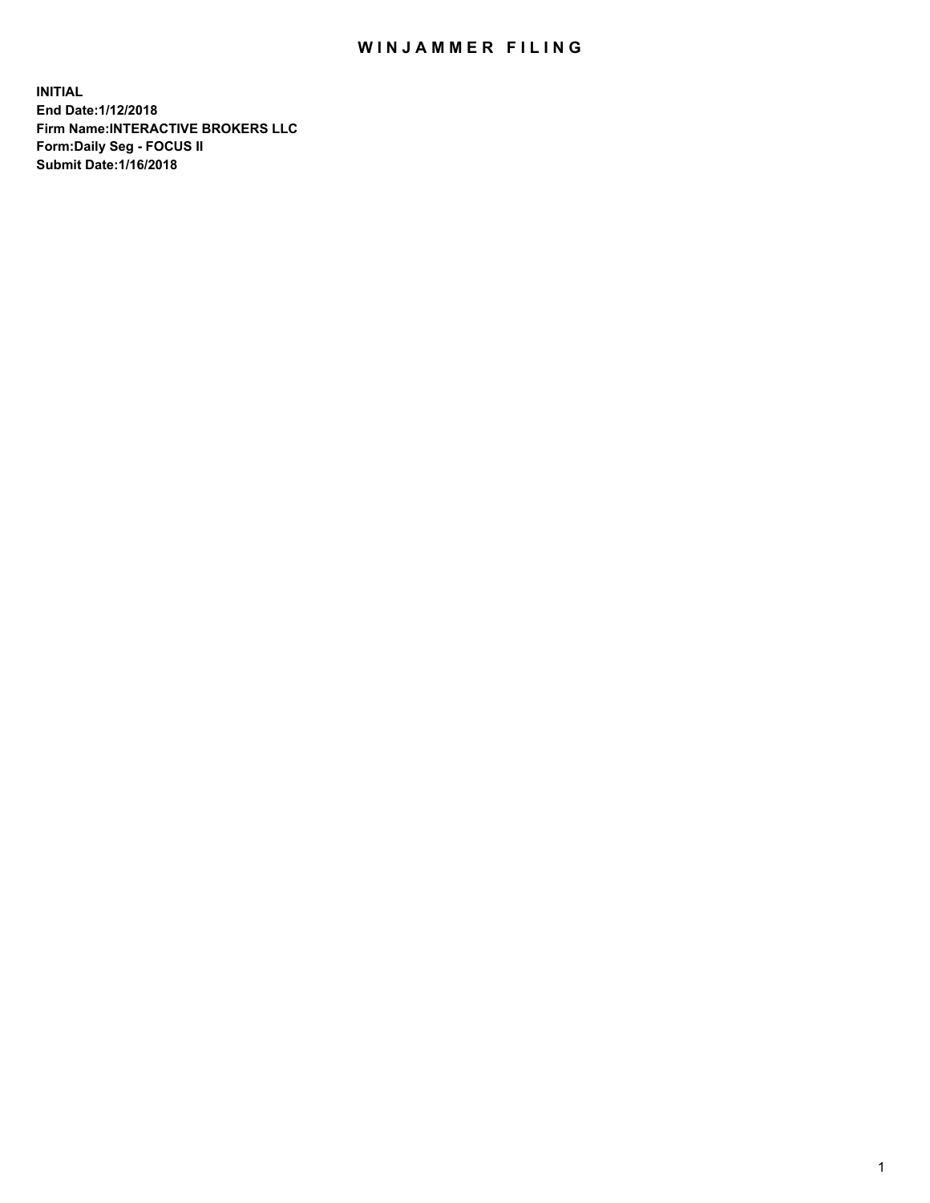# WINJAMMER FILING

**INITIAL**
**End Date:1/12/2018**
**Firm Name:INTERACTIVE BROKERS LLC**
**Form:Daily Seg - FOCUS II**
**Submit Date:1/16/2018**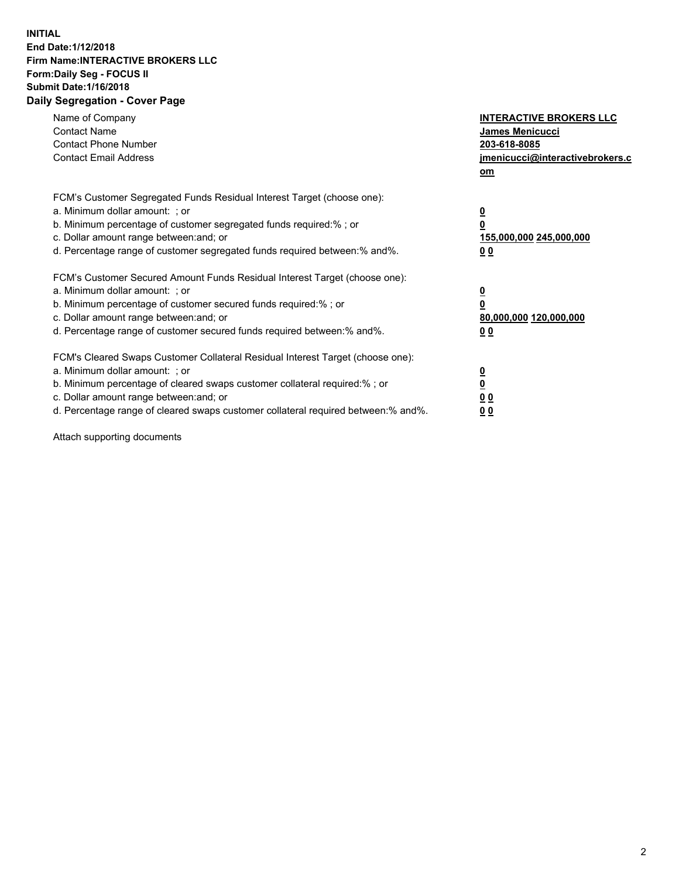**INITIAL**
**End Date:1/12/2018**
**Firm Name:INTERACTIVE BROKERS LLC**
**Form:Daily Seg - FOCUS II**
**Submit Date:1/16/2018**

## Daily Segregation - Cover Page

| | |
|---|---|
| Name of Company | **INTERACTIVE BROKERS LLC** |
| Contact Name | **James Menicucci** |
| Contact Phone Number | **203-618-8085** |
| Contact Email Address | **jmenicucci@interactivebrokers.com** |

| | |
|---|---|
| FCM's Customer Segregated Funds Residual Interest Target (choose one): | |
| a. Minimum dollar amount: ; or | **0** |
| b. Minimum percentage of customer segregated funds required:% ; or | **0** |
| c. Dollar amount range between:and; or | **155,000,000 245,000,000** |
| d. Percentage range of customer segregated funds required between:% and%. | **0 0** |
| FCM's Customer Secured Amount Funds Residual Interest Target (choose one): | |
| a. Minimum dollar amount: ; or | **0** |
| b. Minimum percentage of customer secured funds required:% ; or | **0** |
| c. Dollar amount range between:and; or | **80,000,000 120,000,000** |
| d. Percentage range of customer secured funds required between:% and%. | **0 0** |
| FCM's Cleared Swaps Customer Collateral Residual Interest Target (choose one): | |
| a. Minimum dollar amount: ; or | **0** |
| b. Minimum percentage of cleared swaps customer collateral required:% ; or | **0** |
| c. Dollar amount range between:and; or | **0 0** |
| d. Percentage range of cleared swaps customer collateral required between:% and%. | **0 0** |

Attach supporting documents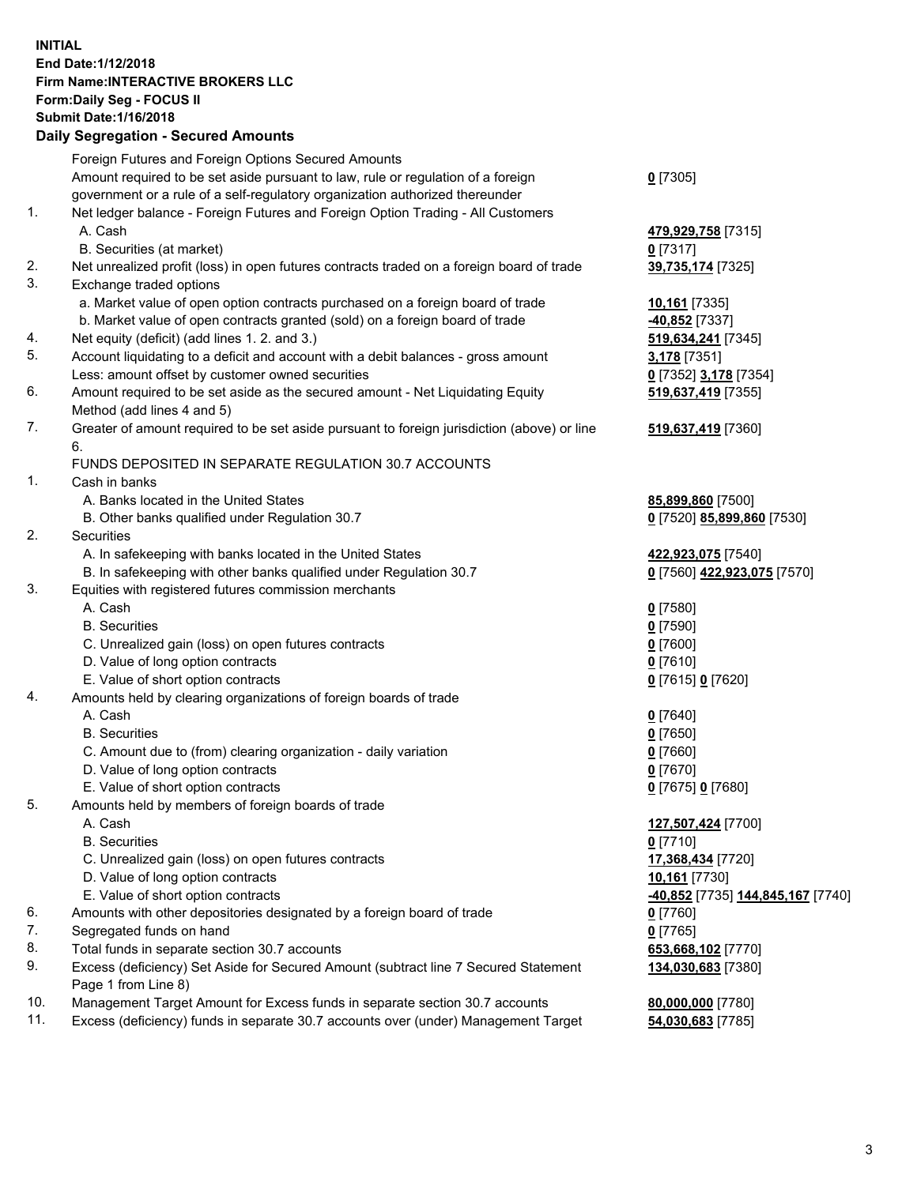**INITIAL**
**End Date:1/12/2018**
**Firm Name:INTERACTIVE BROKERS LLC**
**Form:Daily Seg - FOCUS II**
**Submit Date:1/16/2018**
**Daily Segregation - Secured Amounts**

| | | |
|---|---|---|
| | Foreign Futures and Foreign Options Secured Amounts | |
| | Amount required to be set aside pursuant to law, rule or regulation of a foreign government or a rule of a self-regulatory organization authorized thereunder | **0** [7305] |
| 1. | Net ledger balance - Foreign Futures and Foreign Option Trading - All Customers | |
| | A. Cash | **479,929,758** [7315] |
| | B. Securities (at market) | **0** [7317] |
| 2. | Net unrealized profit (loss) in open futures contracts traded on a foreign board of trade | **39,735,174** [7325] |
| 3. | Exchange traded options | |
| | a. Market value of open option contracts purchased on a foreign board of trade | **10,161** [7335] |
| | b. Market value of open contracts granted (sold) on a foreign board of trade | **-40,852** [7337] |
| 4. | Net equity (deficit) (add lines 1. 2. and 3.) | **519,634,241** [7345] |
| 5. | Account liquidating to a deficit and account with a debit balances - gross amount | **3,178** [7351] |
| | Less: amount offset by customer owned securities | **0** [7352] **3,178** [7354] |
| 6. | Amount required to be set aside as the secured amount - Net Liquidating Equity Method (add lines 4 and 5) | **519,637,419** [7355] |
| 7. | Greater of amount required to be set aside pursuant to foreign jurisdiction (above) or line 6. | **519,637,419** [7360] |
| | FUNDS DEPOSITED IN SEPARATE REGULATION 30.7 ACCOUNTS | |
| 1. | Cash in banks | |
| | A. Banks located in the United States | **85,899,860** [7500] |
| | B. Other banks qualified under Regulation 30.7 | **0** [7520] **85,899,860** [7530] |
| 2. | Securities | |
| | A. In safekeeping with banks located in the United States | **422,923,075** [7540] |
| | B. In safekeeping with other banks qualified under Regulation 30.7 | **0** [7560] **422,923,075** [7570] |
| 3. | Equities with registered futures commission merchants | |
| | A. Cash | **0** [7580] |
| | B. Securities | **0** [7590] |
| | C. Unrealized gain (loss) on open futures contracts | **0** [7600] |
| | D. Value of long option contracts | **0** [7610] |
| | E. Value of short option contracts | **0** [7615] **0** [7620] |
| 4. | Amounts held by clearing organizations of foreign boards of trade | |
| | A. Cash | **0** [7640] |
| | B. Securities | **0** [7650] |
| | C. Amount due to (from) clearing organization - daily variation | **0** [7660] |
| | D. Value of long option contracts | **0** [7670] |
| | E. Value of short option contracts | **0** [7675] **0** [7680] |
| 5. | Amounts held by members of foreign boards of trade | |
| | A. Cash | **127,507,424** [7700] |
| | B. Securities | **0** [7710] |
| | C. Unrealized gain (loss) on open futures contracts | **17,368,434** [7720] |
| | D. Value of long option contracts | **10,161** [7730] |
| | E. Value of short option contracts | **-40,852** [7735] **144,845,167** [7740] |
| 6. | Amounts with other depositories designated by a foreign board of trade | **0** [7760] |
| 7. | Segregated funds on hand | **0** [7765] |
| 8. | Total funds in separate section 30.7 accounts | **653,668,102** [7770] |
| 9. | Excess (deficiency) Set Aside for Secured Amount (subtract line 7 Secured Statement Page 1 from Line 8) | **134,030,683** [7380] |
| 10. | Management Target Amount for Excess funds in separate section 30.7 accounts | **80,000,000** [7780] |
| 11. | Excess (deficiency) funds in separate 30.7 accounts over (under) Management Target | **54,030,683** [7785] |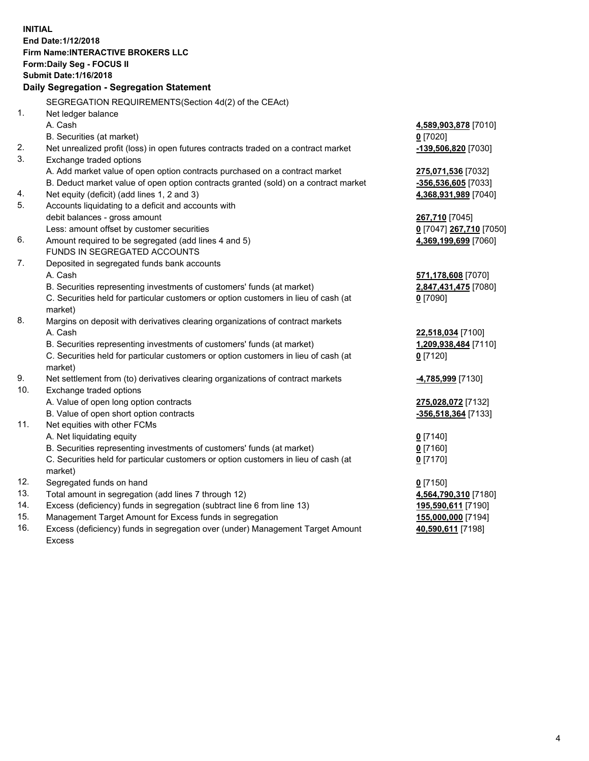**INITIAL**
**End Date:1/12/2018**
**Firm Name:INTERACTIVE BROKERS LLC**
**Form:Daily Seg - FOCUS II**
**Submit Date:1/16/2018**

**Daily Segregation - Segregation Statement**

| | SEGREGATION REQUIREMENTS(Section 4d(2) of the CEAct) | |
|---|---|---|
| 1. | Net ledger balance | |
| | A. Cash | **4,589,903,878** [7010] |
| | B. Securities (at market) | **0** [7020] |
| 2. | Net unrealized profit (loss) in open futures contracts traded on a contract market | **-139,506,820** [7030] |
| 3. | Exchange traded options | |
| | A. Add market value of open option contracts purchased on a contract market | **275,071,536** [7032] |
| | B. Deduct market value of open option contracts granted (sold) on a contract market | **-356,536,605** [7033] |
| 4. | Net equity (deficit) (add lines 1, 2 and 3) | **4,368,931,989** [7040] |
| 5. | Accounts liquidating to a deficit and accounts with | |
| | debit balances - gross amount | **267,710** [7045] |
| | Less: amount offset by customer securities | **0** [7047] **267,710** [7050] |
| 6. | Amount required to be segregated (add lines 4 and 5) | **4,369,199,699** [7060] |
| | FUNDS IN SEGREGATED ACCOUNTS | |
| 7. | Deposited in segregated funds bank accounts | |
| | A. Cash | **571,178,608** [7070] |
| | B. Securities representing investments of customers' funds (at market) | **2,847,431,475** [7080] |
| | C. Securities held for particular customers or option customers in lieu of cash (at market) | **0** [7090] |
| 8. | Margins on deposit with derivatives clearing organizations of contract markets | |
| | A. Cash | **22,518,034** [7100] |
| | B. Securities representing investments of customers' funds (at market) | **1,209,938,484** [7110] |
| | C. Securities held for particular customers or option customers in lieu of cash (at market) | **0** [7120] |
| 9. | Net settlement from (to) derivatives clearing organizations of contract markets | **-4,785,999** [7130] |
| 10. | Exchange traded options | |
| | A. Value of open long option contracts | **275,028,072** [7132] |
| | B. Value of open short option contracts | **-356,518,364** [7133] |
| 11. | Net equities with other FCMs | |
| | A. Net liquidating equity | **0** [7140] |
| | B. Securities representing investments of customers' funds (at market) | **0** [7160] |
| | C. Securities held for particular customers or option customers in lieu of cash (at market) | **0** [7170] |
| 12. | Segregated funds on hand | **0** [7150] |
| 13. | Total amount in segregation (add lines 7 through 12) | **4,564,790,310** [7180] |
| 14. | Excess (deficiency) funds in segregation (subtract line 6 from line 13) | **195,590,611** [7190] |
| 15. | Management Target Amount for Excess funds in segregation | **155,000,000** [7194] |
| 16. | Excess (deficiency) funds in segregation over (under) Management Target Amount Excess | **40,590,611** [7198] |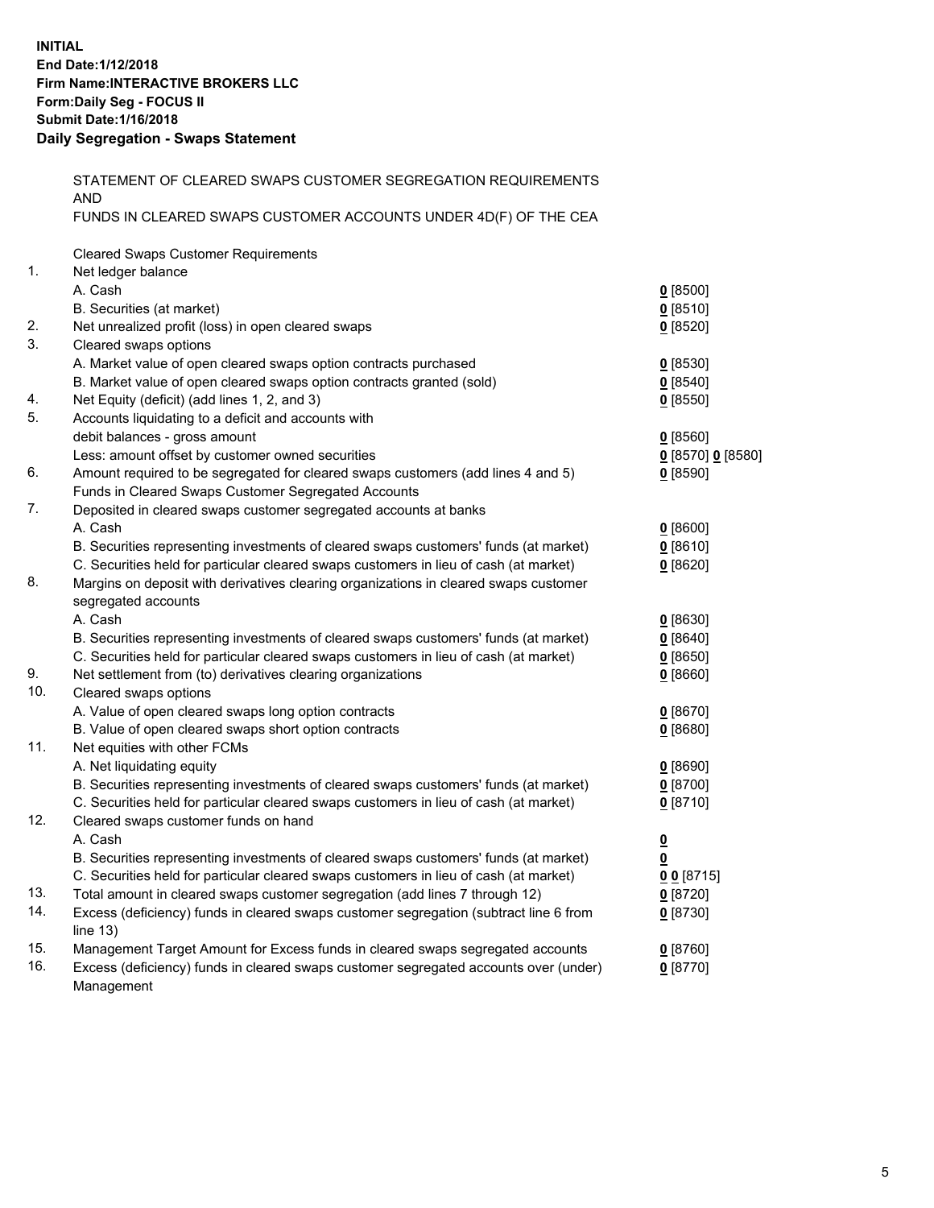**INITIAL**
**End Date:1/12/2018**
**Firm Name:INTERACTIVE BROKERS LLC**
**Form:Daily Seg - FOCUS II**
**Submit Date:1/16/2018**
**Daily Segregation - Swaps Statement**

STATEMENT OF CLEARED SWAPS CUSTOMER SEGREGATION REQUIREMENTS AND FUNDS IN CLEARED SWAPS CUSTOMER ACCOUNTS UNDER 4D(F) OF THE CEA

| | | |
|---|---|---|
| | Cleared Swaps Customer Requirements | |
| 1. | Net ledger balance | |
| | A. Cash | 0 [8500] |
| | B. Securities (at market) | 0 [8510] |
| 2. | Net unrealized profit (loss) in open cleared swaps | 0 [8520] |
| 3. | Cleared swaps options | |
| | A. Market value of open cleared swaps option contracts purchased | 0 [8530] |
| | B. Market value of open cleared swaps option contracts granted (sold) | 0 [8540] |
| 4. | Net Equity (deficit) (add lines 1, 2, and 3) | 0 [8550] |
| 5. | Accounts liquidating to a deficit and accounts with debit balances - gross amount | 0 [8560] |
| | Less: amount offset by customer owned securities | 0 [8570] 0 [8580] |
| 6. | Amount required to be segregated for cleared swaps customers (add lines 4 and 5) | 0 [8590] |
| | Funds in Cleared Swaps Customer Segregated Accounts | |
| 7. | Deposited in cleared swaps customer segregated accounts at banks | |
| | A. Cash | 0 [8600] |
| | B. Securities representing investments of cleared swaps customers' funds (at market) | 0 [8610] |
| | C. Securities held for particular cleared swaps customers in lieu of cash (at market) | 0 [8620] |
| 8. | Margins on deposit with derivatives clearing organizations in cleared swaps customer segregated accounts | |
| | A. Cash | 0 [8630] |
| | B. Securities representing investments of cleared swaps customers' funds (at market) | 0 [8640] |
| | C. Securities held for particular cleared swaps customers in lieu of cash (at market) | 0 [8650] |
| 9. | Net settlement from (to) derivatives clearing organizations | 0 [8660] |
| 10. | Cleared swaps options | |
| | A. Value of open cleared swaps long option contracts | 0 [8670] |
| | B. Value of open cleared swaps short option contracts | 0 [8680] |
| 11. | Net equities with other FCMs | |
| | A. Net liquidating equity | 0 [8690] |
| | B. Securities representing investments of cleared swaps customers' funds (at market) | 0 [8700] |
| | C. Securities held for particular cleared swaps customers in lieu of cash (at market) | 0 [8710] |
| 12. | Cleared swaps customer funds on hand | |
| | A. Cash | 0 |
| | B. Securities representing investments of cleared swaps customers' funds (at market) | 0 |
| | C. Securities held for particular cleared swaps customers in lieu of cash (at market) | 0 0 [8715] |
| 13. | Total amount in cleared swaps customer segregation (add lines 7 through 12) | 0 [8720] |
| 14. | Excess (deficiency) funds in cleared swaps customer segregation (subtract line 6 from line 13) | 0 [8730] |
| 15. | Management Target Amount for Excess funds in cleared swaps segregated accounts | 0 [8760] |
| 16. | Excess (deficiency) funds in cleared swaps customer segregated accounts over (under) Management | 0 [8770] |